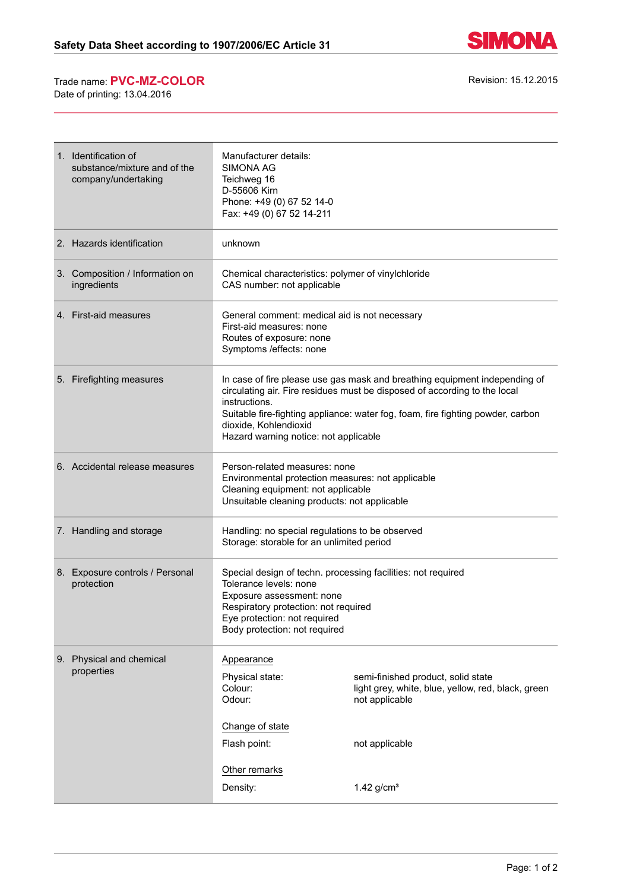# Safety Data Sheet according to 1907/2006/EC Article 31

Trade name: **PVC-MZ-COLOR**
Date of printing: 13.04.2016

Revision: 15.12.2015

| | |
|---|---|
| 1. Identification of substance/mixture and of the company/undertaking | Manufacturer details:<br>SIMONA AG<br>Teichweg 16<br>D-55606 Kirn<br>Phone: +49 (0) 67 52 14-0<br>Fax: +49 (0) 67 52 14-211 |
| 2. Hazards identification | unknown |
| 3. Composition / Information on ingredients | Chemical characteristics: polymer of vinylchloride<br>CAS number: not applicable |
| 4. First-aid measures | General comment: medical aid is not necessary<br>First-aid measures: none<br>Routes of exposure: none<br>Symptoms /effects: none |
| 5. Firefighting measures | In case of fire please use gas mask and breathing equipment independing of circulating air. Fire residues must be disposed of according to the local instructions.<br>Suitable fire-fighting appliance: water fog, foam, fire fighting powder, carbon dioxide, Kohlendioxid<br>Hazard warning notice: not applicable |
| 6. Accidental release measures | Person-related measures: none<br>Environmental protection measures: not applicable<br>Cleaning equipment: not applicable<br>Unsuitable cleaning products: not applicable |
| 7. Handling and storage | Handling: no special regulations to be observed<br>Storage: storable for an unlimited period |
| 8. Exposure controls / Personal protection | Special design of techn. processing facilities: not required<br>Tolerance levels: none<br>Exposure assessment: none<br>Respiratory protection: not required<br>Eye protection: not required<br>Body protection: not required |
| 9. Physical and chemical properties | **Appearance**<br>Physical state: semi-finished product, solid state<br>Colour: light grey, white, blue, yellow, red, black, green<br>Odour: not applicable<br><br>**Change of state**<br>Flash point: not applicable<br><br>**Other remarks**<br>Density: 1.42 g/cm³ |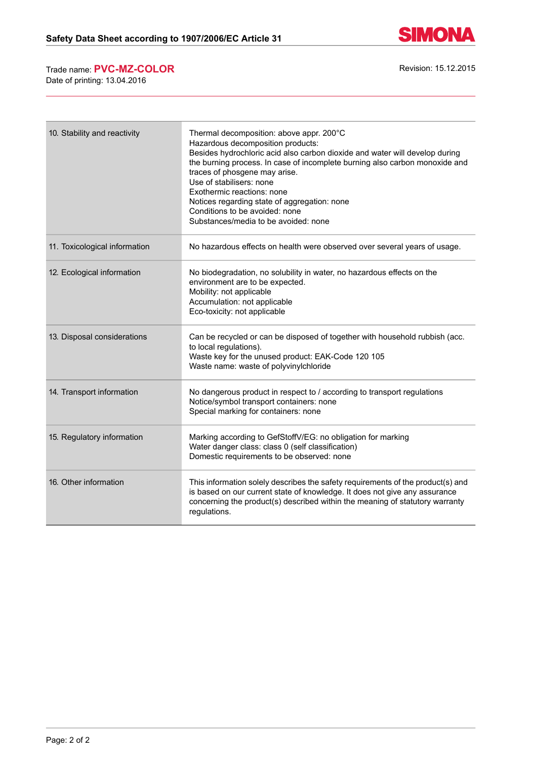Trade name: **PVC-MZ-COLOR**

Revision: 15.12.2015

Date of printing: 13.04.2016

| | |
|---|---|
| 10. Stability and reactivity | Thermal decomposition: above appr. 200°C<br>Hazardous decomposition products:<br>Besides hydrochloric acid also carbon dioxide and water will develop during the burning process. In case of incomplete burning also carbon monoxide and traces of phosgene may arise.<br>Use of stabilisers: none<br>Exothermic reactions: none<br>Notices regarding state of aggregation: none<br>Conditions to be avoided: none<br>Substances/media to be avoided: none |
| 11. Toxicological information | No hazardous effects on health were observed over several years of usage. |
| 12. Ecological information | No biodegradation, no solubility in water, no hazardous effects on the environment are to be expected.<br>Mobility: not applicable<br>Accumulation: not applicable<br>Eco-toxicity: not applicable |
| 13. Disposal considerations | Can be recycled or can be disposed of together with household rubbish (acc. to local regulations).<br>Waste key for the unused product: EAK-Code 120 105<br>Waste name: waste of polyvinylchloride |
| 14. Transport information | No dangerous product in respect to / according to transport regulations<br>Notice/symbol transport containers: none<br>Special marking for containers: none |
| 15. Regulatory information | Marking according to GefStoffV/EG: no obligation for marking<br>Water danger class: class 0 (self classification)<br>Domestic requirements to be observed: none |
| 16. Other information | This information solely describes the safety requirements of the product(s) and is based on our current state of knowledge. It does not give any assurance concerning the product(s) described within the meaning of statutory warranty regulations. |